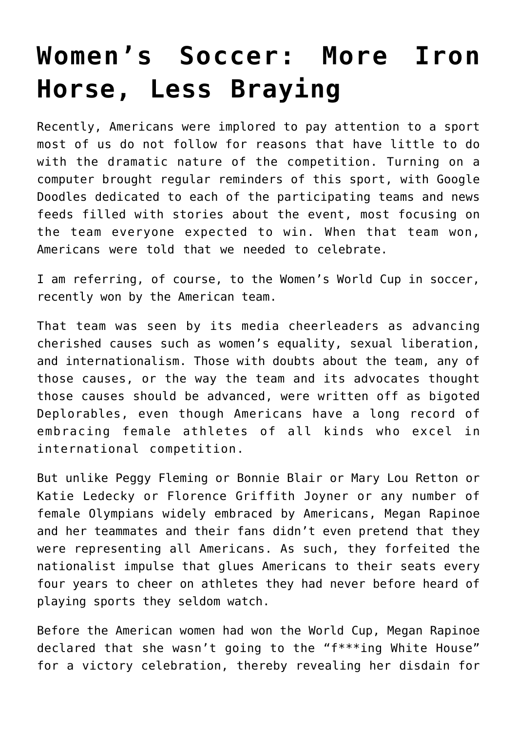# Women’s Soccer: More Iron Horse, Less Braying

Recently, Americans were implored to pay attention to a sport most of us do not follow for reasons that have little to do with the dramatic nature of the competition. Turning on a computer brought regular reminders of this sport, with Google Doodles dedicated to each of the participating teams and news feeds filled with stories about the event, most focusing on the team everyone expected to win. When that team won, Americans were told that we needed to celebrate.

I am referring, of course, to the Women’s World Cup in soccer, recently won by the American team.

That team was seen by its media cheerleaders as advancing cherished causes such as women’s equality, sexual liberation, and internationalism. Those with doubts about the team, any of those causes, or the way the team and its advocates thought those causes should be advanced, were written off as bigoted Deplorables, even though Americans have a long record of embracing female athletes of all kinds who excel in international competition.

But unlike Peggy Fleming or Bonnie Blair or Mary Lou Retton or Katie Ledecky or Florence Griffith Joyner or any number of female Olympians widely embraced by Americans, Megan Rapinoe and her teammates and their fans didn’t even pretend that they were representing all Americans. As such, they forfeited the nationalist impulse that glues Americans to their seats every four years to cheer on athletes they had never before heard of playing sports they seldom watch.

Before the American women had won the World Cup, Megan Rapinoe declared that she wasn’t going to the “f***ing White House” for a victory celebration, thereby revealing her disdain for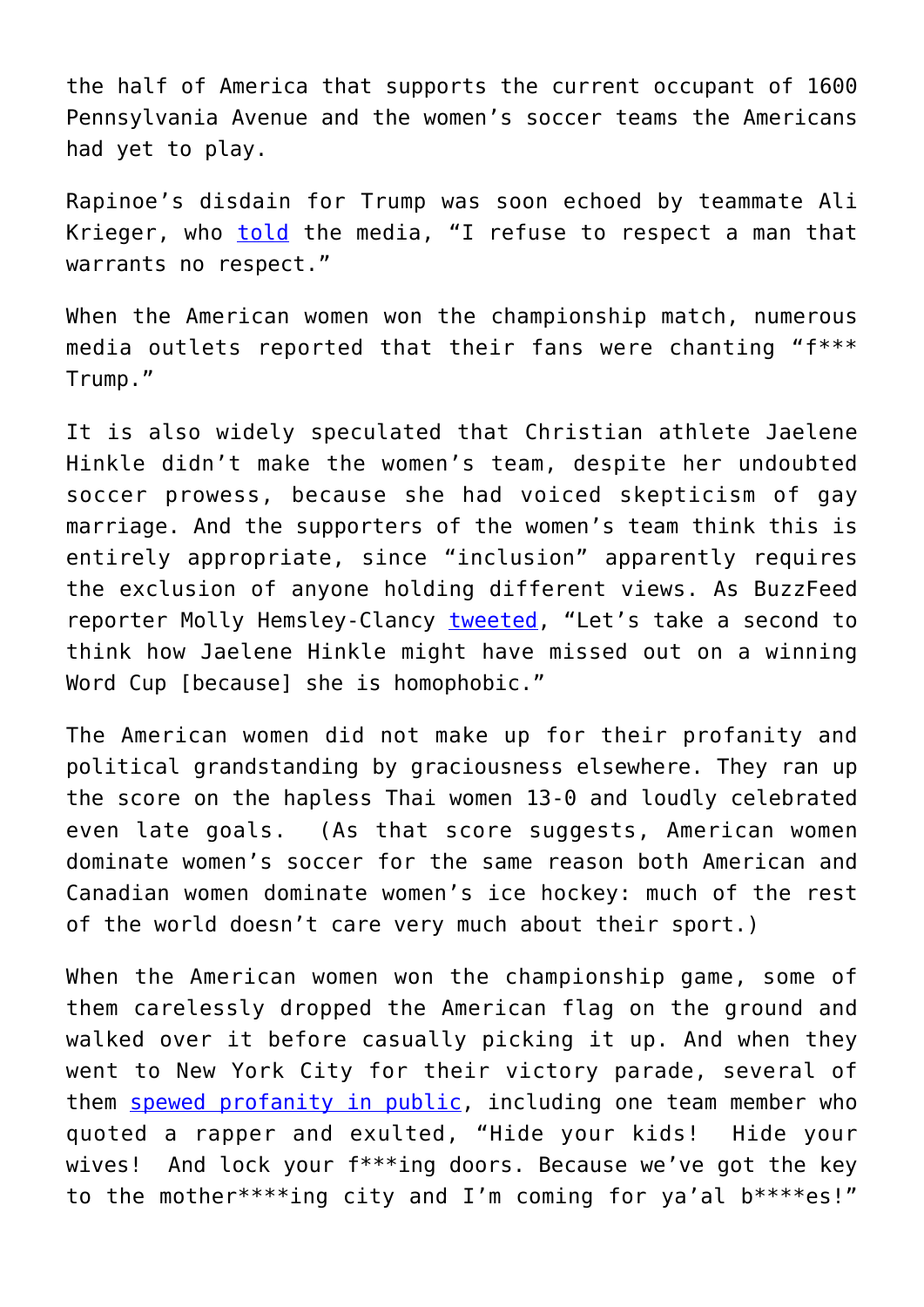the half of America that supports the current occupant of 1600 Pennsylvania Avenue and the women's soccer teams the Americans had yet to play.

Rapinoe's disdain for Trump was soon echoed by teammate Ali Krieger, who told the media, "I refuse to respect a man that warrants no respect."

When the American women won the championship match, numerous media outlets reported that their fans were chanting "f*** Trump."

It is also widely speculated that Christian athlete Jaelene Hinkle didn't make the women's team, despite her undoubted soccer prowess, because she had voiced skepticism of gay marriage. And the supporters of the women's team think this is entirely appropriate, since "inclusion" apparently requires the exclusion of anyone holding different views. As BuzzFeed reporter Molly Hemsley-Clancy tweeted, "Let's take a second to think how Jaelene Hinkle might have missed out on a winning Word Cup [because] she is homophobic."

The American women did not make up for their profanity and political grandstanding by graciousness elsewhere. They ran up the score on the hapless Thai women 13-0 and loudly celebrated even late goals. (As that score suggests, American women dominate women's soccer for the same reason both American and Canadian women dominate women's ice hockey: much of the rest of the world doesn't care very much about their sport.)

When the American women won the championship game, some of them carelessly dropped the American flag on the ground and walked over it before casually picking it up. And when they went to New York City for their victory parade, several of them spewed profanity in public, including one team member who quoted a rapper and exulted, "Hide your kids! Hide your wives! And lock your f***ing doors. Because we've got the key to the mother****ing city and I'm coming for ya'al b****es!"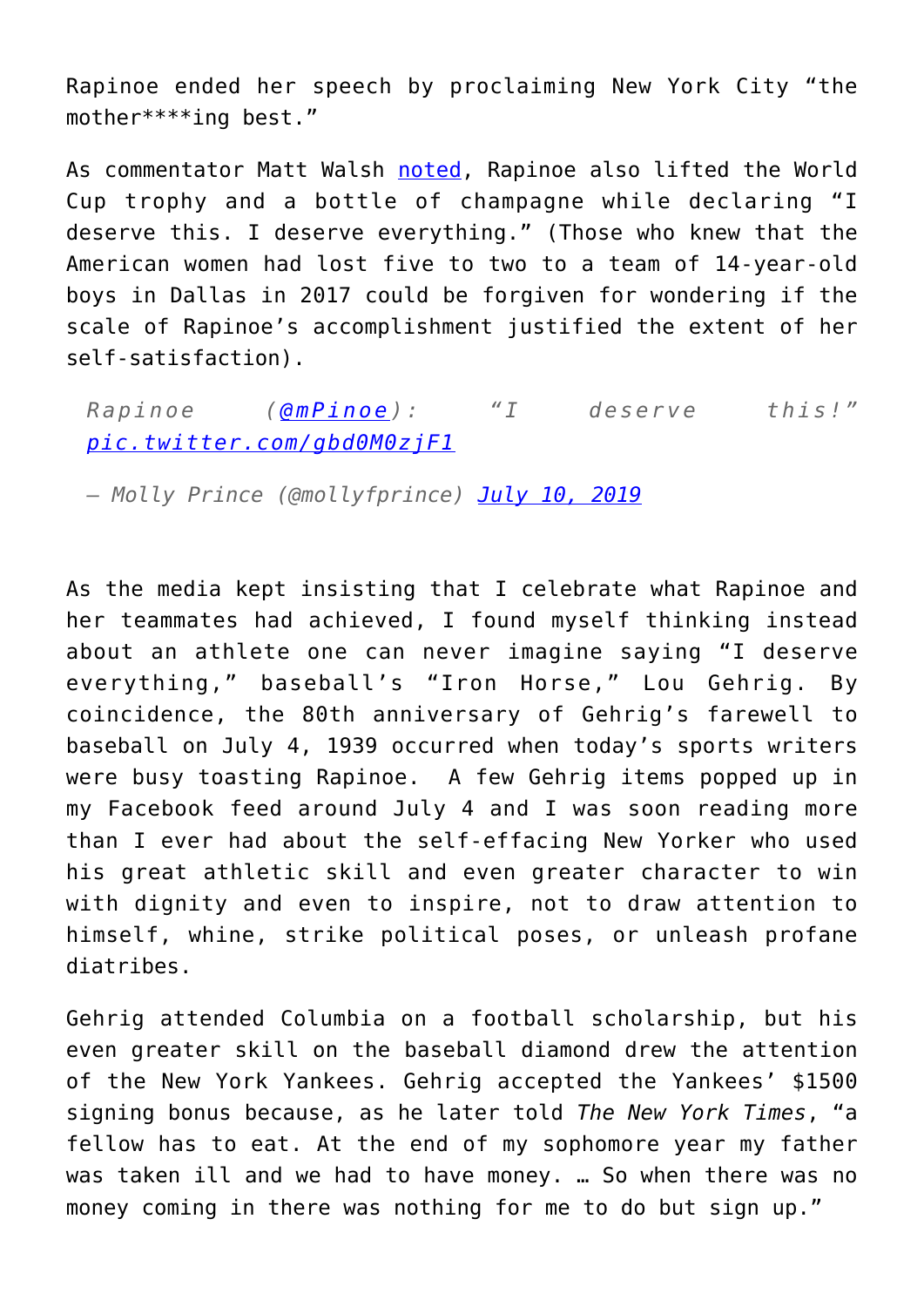Rapinoe ended her speech by proclaiming New York City "the mother****ing best."

As commentator Matt Walsh [noted](), Rapinoe also lifted the World Cup trophy and a bottle of champagne while declaring "I deserve this. I deserve everything." (Those who knew that the American women had lost five to two to a team of 14-year-old boys in Dallas in 2017 could be forgiven for wondering if the scale of Rapinoe's accomplishment justified the extent of her self-satisfaction).

> *Rapinoe ([@mPinoe]()): "I deserve this!" [pic.twitter.com/gbd0M0zjF1]()*
>
> *— Molly Prince (@mollyfprince) [July 10, 2019]()*

As the media kept insisting that I celebrate what Rapinoe and her teammates had achieved, I found myself thinking instead about an athlete one can never imagine saying "I deserve everything," baseball's "Iron Horse," Lou Gehrig. By coincidence, the 80th anniversary of Gehrig's farewell to baseball on July 4, 1939 occurred when today's sports writers were busy toasting Rapinoe. A few Gehrig items popped up in my Facebook feed around July 4 and I was soon reading more than I ever had about the self-effacing New Yorker who used his great athletic skill and even greater character to win with dignity and even to inspire, not to draw attention to himself, whine, strike political poses, or unleash profane diatribes.

Gehrig attended Columbia on a football scholarship, but his even greater skill on the baseball diamond drew the attention of the New York Yankees. Gehrig accepted the Yankees' $1500 signing bonus because, as he later told *The New York Times*, "a fellow has to eat. At the end of my sophomore year my father was taken ill and we had to have money. … So when there was no money coming in there was nothing for me to do but sign up."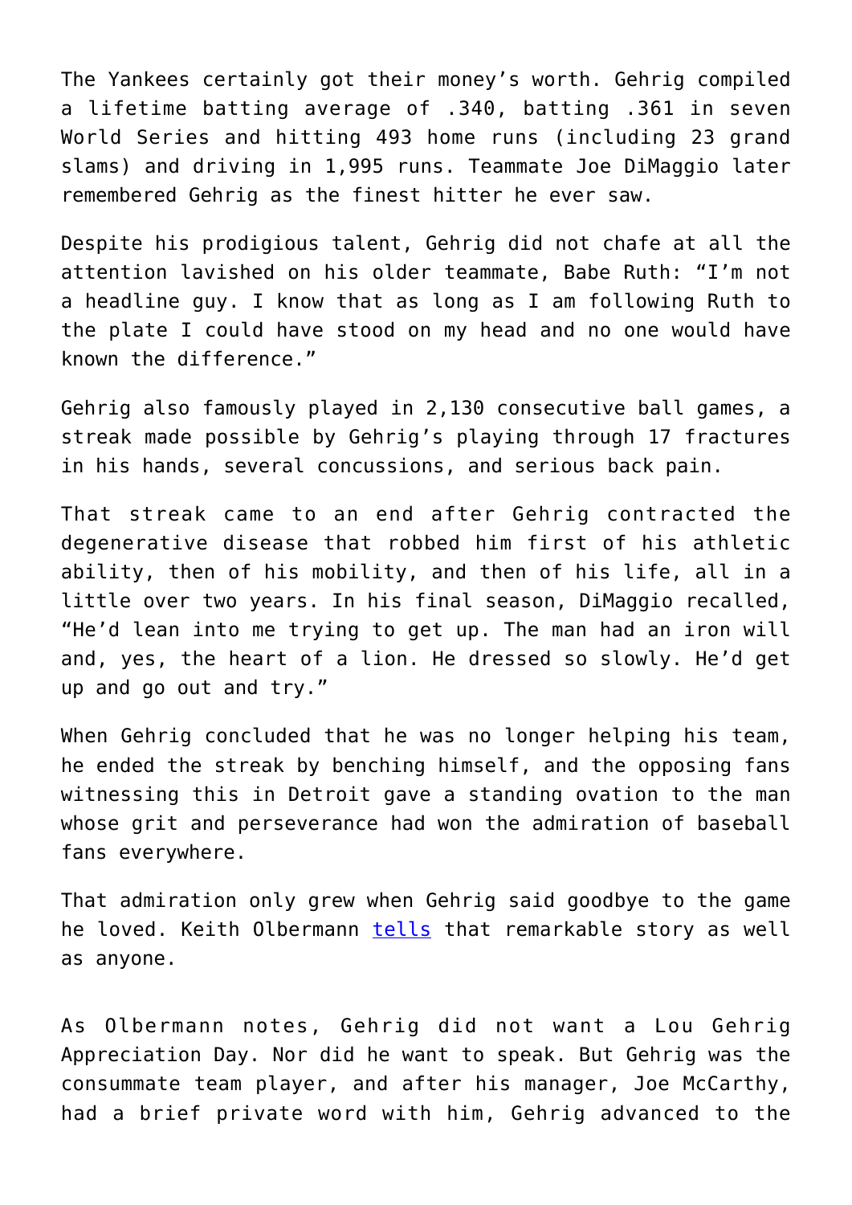The Yankees certainly got their money's worth. Gehrig compiled a lifetime batting average of .340, batting .361 in seven World Series and hitting 493 home runs (including 23 grand slams) and driving in 1,995 runs. Teammate Joe DiMaggio later remembered Gehrig as the finest hitter he ever saw.

Despite his prodigious talent, Gehrig did not chafe at all the attention lavished on his older teammate, Babe Ruth: "I'm not a headline guy. I know that as long as I am following Ruth to the plate I could have stood on my head and no one would have known the difference."

Gehrig also famously played in 2,130 consecutive ball games, a streak made possible by Gehrig's playing through 17 fractures in his hands, several concussions, and serious back pain.

That streak came to an end after Gehrig contracted the degenerative disease that robbed him first of his athletic ability, then of his mobility, and then of his life, all in a little over two years. In his final season, DiMaggio recalled, "He'd lean into me trying to get up. The man had an iron will and, yes, the heart of a lion. He dressed so slowly. He'd get up and go out and try."

When Gehrig concluded that he was no longer helping his team, he ended the streak by benching himself, and the opposing fans witnessing this in Detroit gave a standing ovation to the man whose grit and perseverance had won the admiration of baseball fans everywhere.

That admiration only grew when Gehrig said goodbye to the game he loved. Keith Olbermann tells that remarkable story as well as anyone.

As Olbermann notes, Gehrig did not want a Lou Gehrig Appreciation Day. Nor did he want to speak. But Gehrig was the consummate team player, and after his manager, Joe McCarthy, had a brief private word with him, Gehrig advanced to the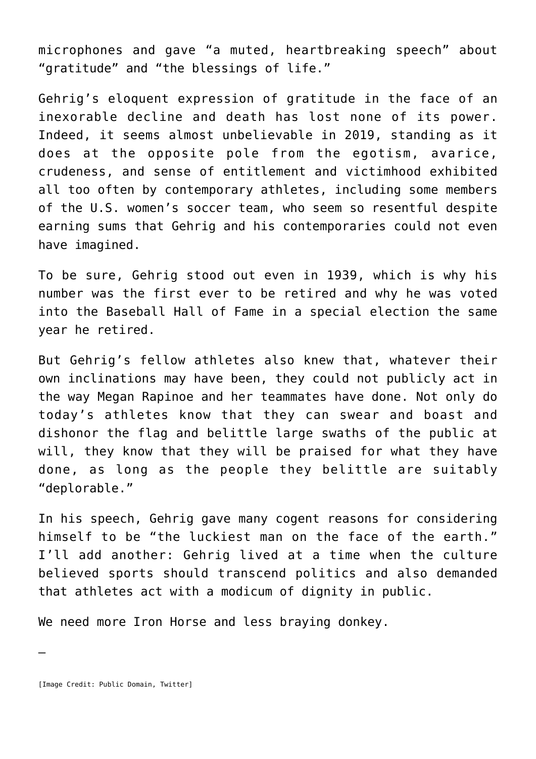microphones and gave "a muted, heartbreaking speech" about "gratitude" and "the blessings of life."

Gehrig's eloquent expression of gratitude in the face of an inexorable decline and death has lost none of its power. Indeed, it seems almost unbelievable in 2019, standing as it does at the opposite pole from the egotism, avarice, crudeness, and sense of entitlement and victimhood exhibited all too often by contemporary athletes, including some members of the U.S. women's soccer team, who seem so resentful despite earning sums that Gehrig and his contemporaries could not even have imagined.

To be sure, Gehrig stood out even in 1939, which is why his number was the first ever to be retired and why he was voted into the Baseball Hall of Fame in a special election the same year he retired.

But Gehrig's fellow athletes also knew that, whatever their own inclinations may have been, they could not publicly act in the way Megan Rapinoe and her teammates have done. Not only do today's athletes know that they can swear and boast and dishonor the flag and belittle large swaths of the public at will, they know that they will be praised for what they have done, as long as the people they belittle are suitably "deplorable."

In his speech, Gehrig gave many cogent reasons for considering himself to be "the luckiest man on the face of the earth." I'll add another: Gehrig lived at a time when the culture believed sports should transcend politics and also demanded that athletes act with a modicum of dignity in public.

We need more Iron Horse and less braying donkey.

—

[Image Credit: Public Domain, Twitter]